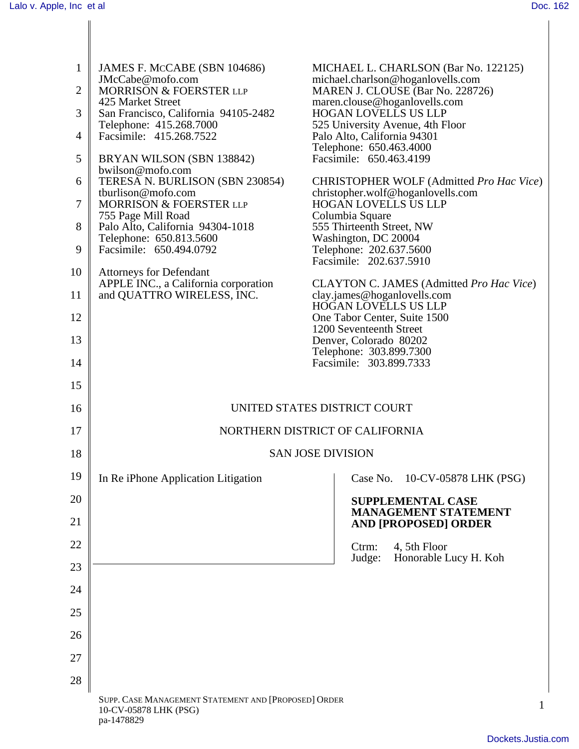JAMES F. McCABE (SBN 104686)
JMcCabe@mofo.com
MORRISON & FOERSTER LLP
425 Market Street
San Francisco, California 94105-2482
Telephone: 415.268.7000
Facsimile: 415.268.7522

BRYAN WILSON (SBN 138842)
bwilson@mofo.com
TERESA N. BURLISON (SBN 230854)
tburlison@mofo.com
MORRISON & FOERSTER LLP
755 Page Mill Road
Palo Alto, California 94304-1018
Telephone: 650.813.5600
Facsimile: 650.494.0792

Attorneys for Defendant
APPLE INC., a California corporation
and QUATTRO WIRELESS, INC.

MICHAEL L. CHARLSON (Bar No. 122125)
michael.charlson@hoganlovells.com
MAREN J. CLOUSE (Bar No. 228726)
maren.clouse@hoganlovells.com
HOGAN LOVELLS US LLP
525 University Avenue, 4th Floor
Palo Alto, California 94301
Telephone: 650.463.4000
Facsimile: 650.463.4199

CHRISTOPHER WOLF (Admitted *Pro Hac Vice*)
christopher.wolf@hoganlovells.com
HOGAN LOVELLS US LLP
Columbia Square
555 Thirteenth Street, NW
Washington, DC 20004
Telephone: 202.637.5600
Facsimile: 202.637.5910

CLAYTON C. JAMES (Admitted *Pro Hac Vice*)
clay.james@hoganlovells.com
HOGAN LOVELLS US LLP
One Tabor Center, Suite 1500
1200 Seventeenth Street
Denver, Colorado 80202
Telephone: 303.899.7300
Facsimile: 303.899.7333

UNITED STATES DISTRICT COURT

NORTHERN DISTRICT OF CALIFORNIA

SAN JOSE DIVISION

| | |
|---|---|
| In Re iPhone Application Litigation | Case No. 10-CV-05878 LHK (PSG)<br><br>**SUPPLEMENTAL CASE MANAGEMENT STATEMENT AND [PROPOSED] ORDER**<br><br>Ctrm: 4, 5th Floor<br>Judge: Honorable Lucy H. Koh |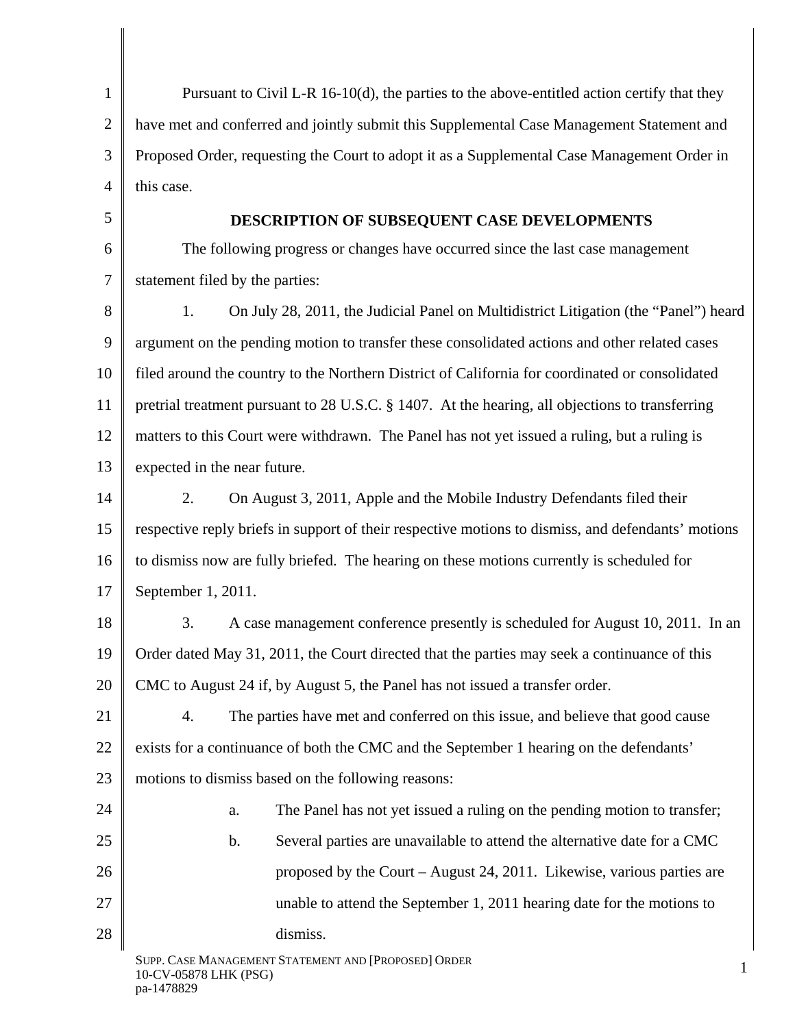Pursuant to Civil L-R 16-10(d), the parties to the above-entitled action certify that they have met and conferred and jointly submit this Supplemental Case Management Statement and Proposed Order, requesting the Court to adopt it as a Supplemental Case Management Order in this case.

## DESCRIPTION OF SUBSEQUENT CASE DEVELOPMENTS

The following progress or changes have occurred since the last case management statement filed by the parties:

1. On July 28, 2011, the Judicial Panel on Multidistrict Litigation (the "Panel") heard argument on the pending motion to transfer these consolidated actions and other related cases filed around the country to the Northern District of California for coordinated or consolidated pretrial treatment pursuant to 28 U.S.C. § 1407. At the hearing, all objections to transferring matters to this Court were withdrawn. The Panel has not yet issued a ruling, but a ruling is expected in the near future.

2. On August 3, 2011, Apple and the Mobile Industry Defendants filed their respective reply briefs in support of their respective motions to dismiss, and defendants' motions to dismiss now are fully briefed. The hearing on these motions currently is scheduled for September 1, 2011.

3. A case management conference presently is scheduled for August 10, 2011. In an Order dated May 31, 2011, the Court directed that the parties may seek a continuance of this CMC to August 24 if, by August 5, the Panel has not issued a transfer order.

4. The parties have met and conferred on this issue, and believe that good cause exists for a continuance of both the CMC and the September 1 hearing on the defendants' motions to dismiss based on the following reasons:

   a. The Panel has not yet issued a ruling on the pending motion to transfer;

   b. Several parties are unavailable to attend the alternative date for a CMC proposed by the Court – August 24, 2011. Likewise, various parties are unable to attend the September 1, 2011 hearing date for the motions to dismiss.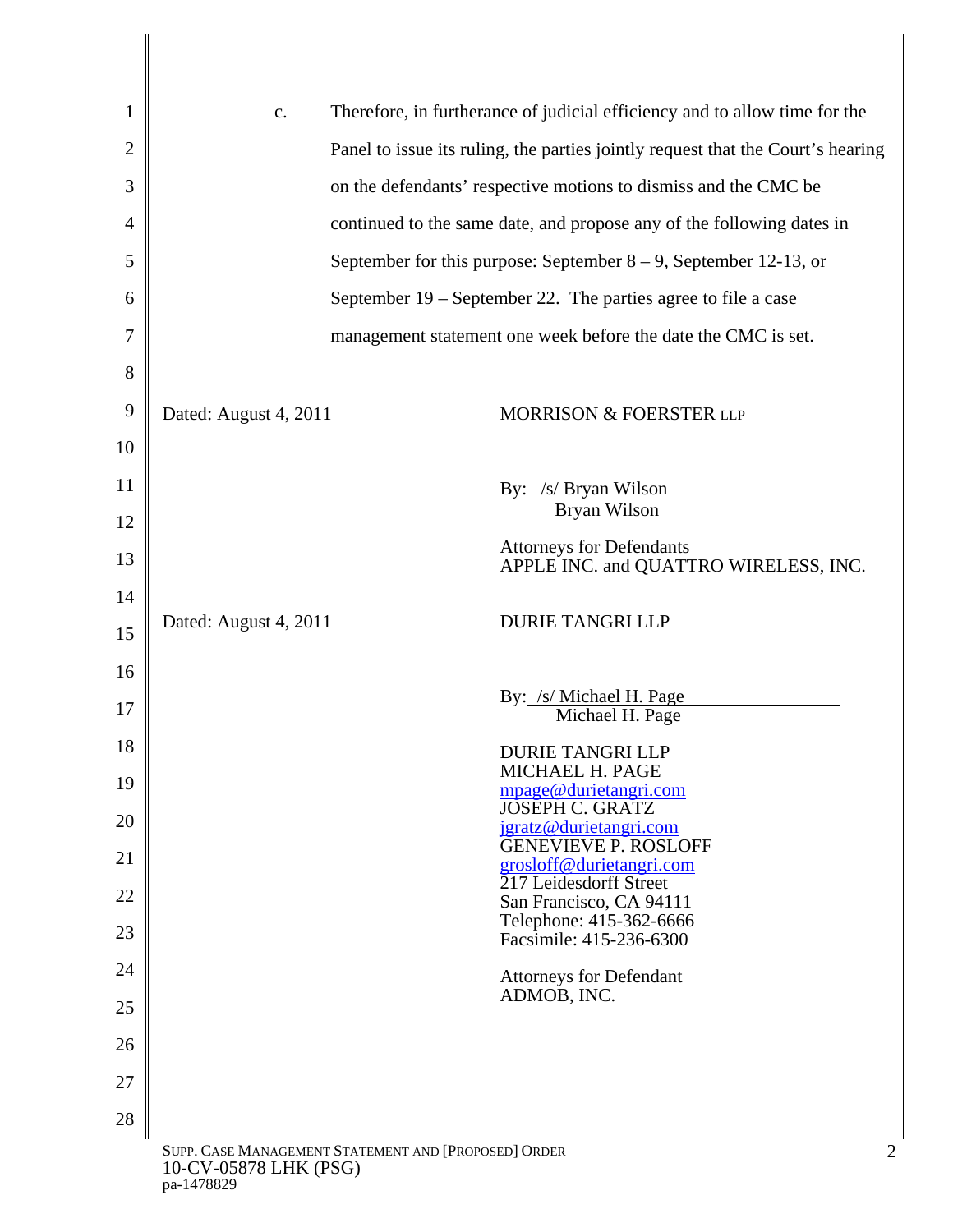c. Therefore, in furtherance of judicial efficiency and to allow time for the Panel to issue its ruling, the parties jointly request that the Court's hearing on the defendants' respective motions to dismiss and the CMC be continued to the same date, and propose any of the following dates in September for this purpose: September 8 – 9, September 12-13, or September 19 – September 22. The parties agree to file a case management statement one week before the date the CMC is set.

Dated: August 4, 2011

MORRISON & FOERSTER LLP

By: /s/ Bryan Wilson
Bryan Wilson

Attorneys for Defendants
APPLE INC. and QUATTRO WIRELESS, INC.

Dated: August 4, 2011

DURIE TANGRI LLP

By: /s/ Michael H. Page
Michael H. Page

DURIE TANGRI LLP
MICHAEL H. PAGE
mpage@durietangri.com
JOSEPH C. GRATZ
jgratz@durietangri.com
GENEVIEVE P. ROSLOFF
grosloff@durietangri.com
217 Leidesdorff Street
San Francisco, CA 94111
Telephone: 415-362-6666
Facsimile: 415-236-6300

Attorneys for Defendant
ADMOB, INC.

SUPP. CASE MANAGEMENT STATEMENT AND [PROPOSED] ORDER
10-CV-05878 LHK (PSG)
pa-1478829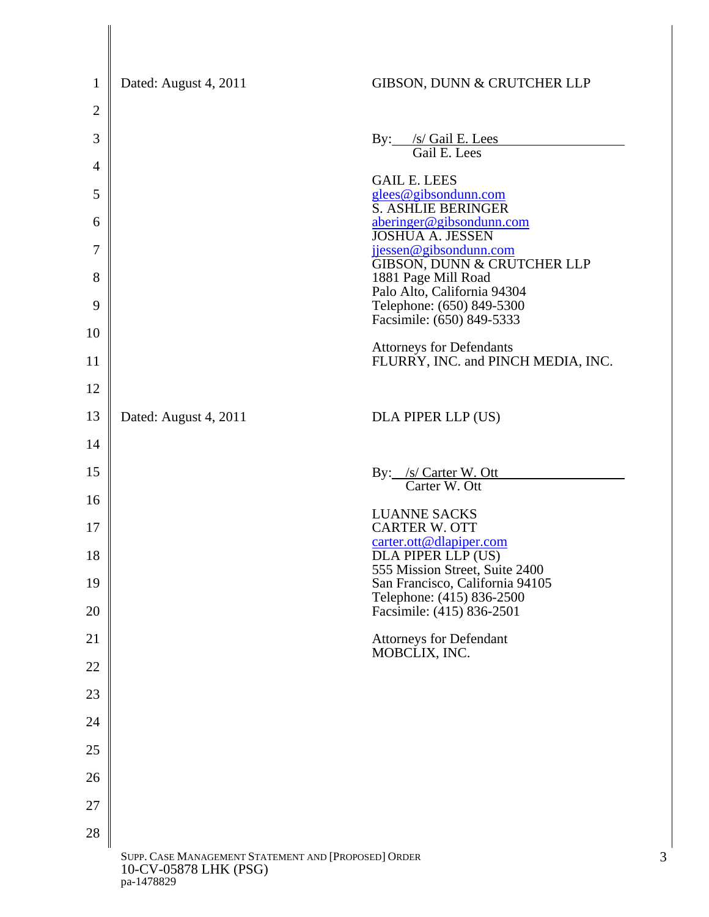Dated: August 4, 2011

GIBSON, DUNN & CRUTCHER LLP

By: /s/ Gail E. Lees
Gail E. Lees

GAIL E. LEES
glees@gibsondunn.com
S. ASHLIE BERINGER
aberinger@gibsondunn.com
JOSHUA A. JESSEN
jjessen@gibsondunn.com
GIBSON, DUNN & CRUTCHER LLP
1881 Page Mill Road
Palo Alto, California 94304
Telephone: (650) 849-5300
Facsimile: (650) 849-5333

Attorneys for Defendants
FLURRY, INC. and PINCH MEDIA, INC.

Dated: August 4, 2011

DLA PIPER LLP (US)

By: /s/ Carter W. Ott
Carter W. Ott

LUANNE SACKS
CARTER W. OTT
carter.ott@dlapiper.com
DLA PIPER LLP (US)
555 Mission Street, Suite 2400
San Francisco, California 94105
Telephone: (415) 836-2500
Facsimile: (415) 836-2501

Attorneys for Defendant
MOBCLIX, INC.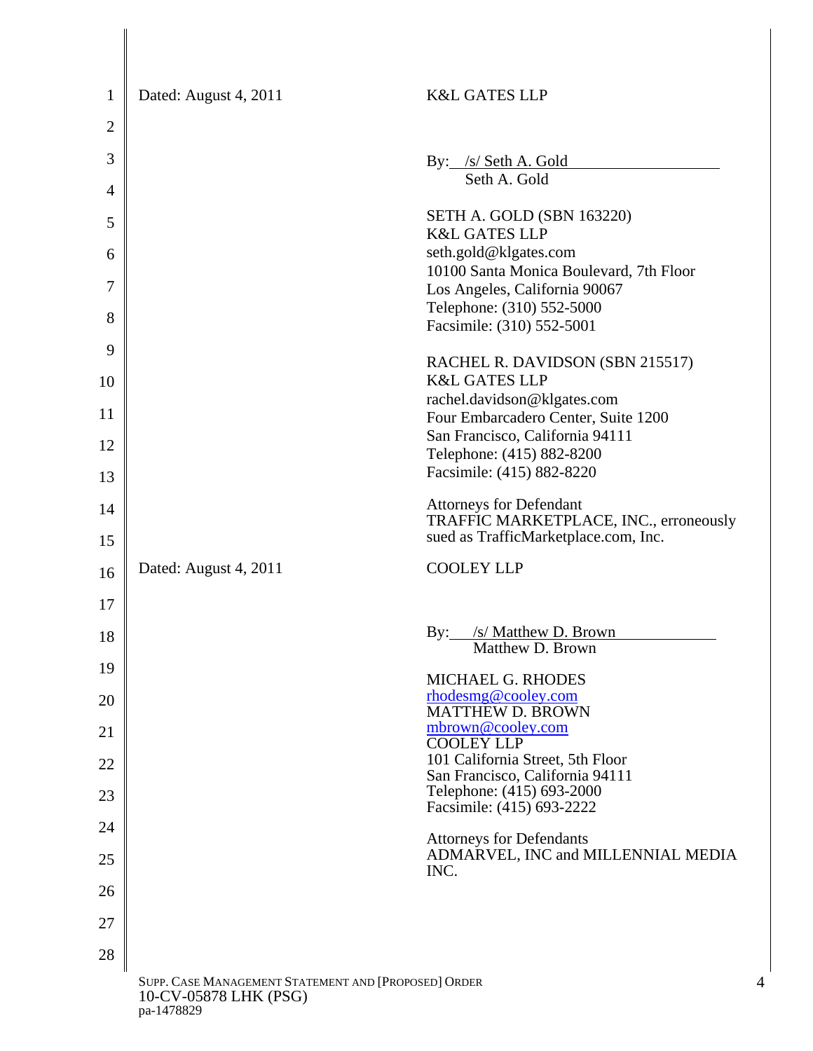Dated: August 4, 2011

K&L GATES LLP

By: /s/ Seth A. Gold
Seth A. Gold

SETH A. GOLD (SBN 163220)
K&L GATES LLP
seth.gold@klgates.com
10100 Santa Monica Boulevard, 7th Floor
Los Angeles, California 90067
Telephone: (310) 552-5000
Facsimile: (310) 552-5001

RACHEL R. DAVIDSON (SBN 215517)
K&L GATES LLP
rachel.davidson@klgates.com
Four Embarcadero Center, Suite 1200
San Francisco, California 94111
Telephone: (415) 882-8200
Facsimile: (415) 882-8220

Attorneys for Defendant
TRAFFIC MARKETPLACE, INC., erroneously sued as TrafficMarketplace.com, Inc.

Dated: August 4, 2011

COOLEY LLP

By: /s/ Matthew D. Brown
Matthew D. Brown

MICHAEL G. RHODES
rhodesmg@cooley.com
MATTHEW D. BROWN
mbrown@cooley.com
COOLEY LLP
101 California Street, 5th Floor
San Francisco, California 94111
Telephone: (415) 693-2000
Facsimile: (415) 693-2222

Attorneys for Defendants
ADMARVEL, INC and MILLENNIAL MEDIA INC.

SUPP. CASE MANAGEMENT STATEMENT AND [PROPOSED] ORDER
10-CV-05878 LHK (PSG)
pa-1478829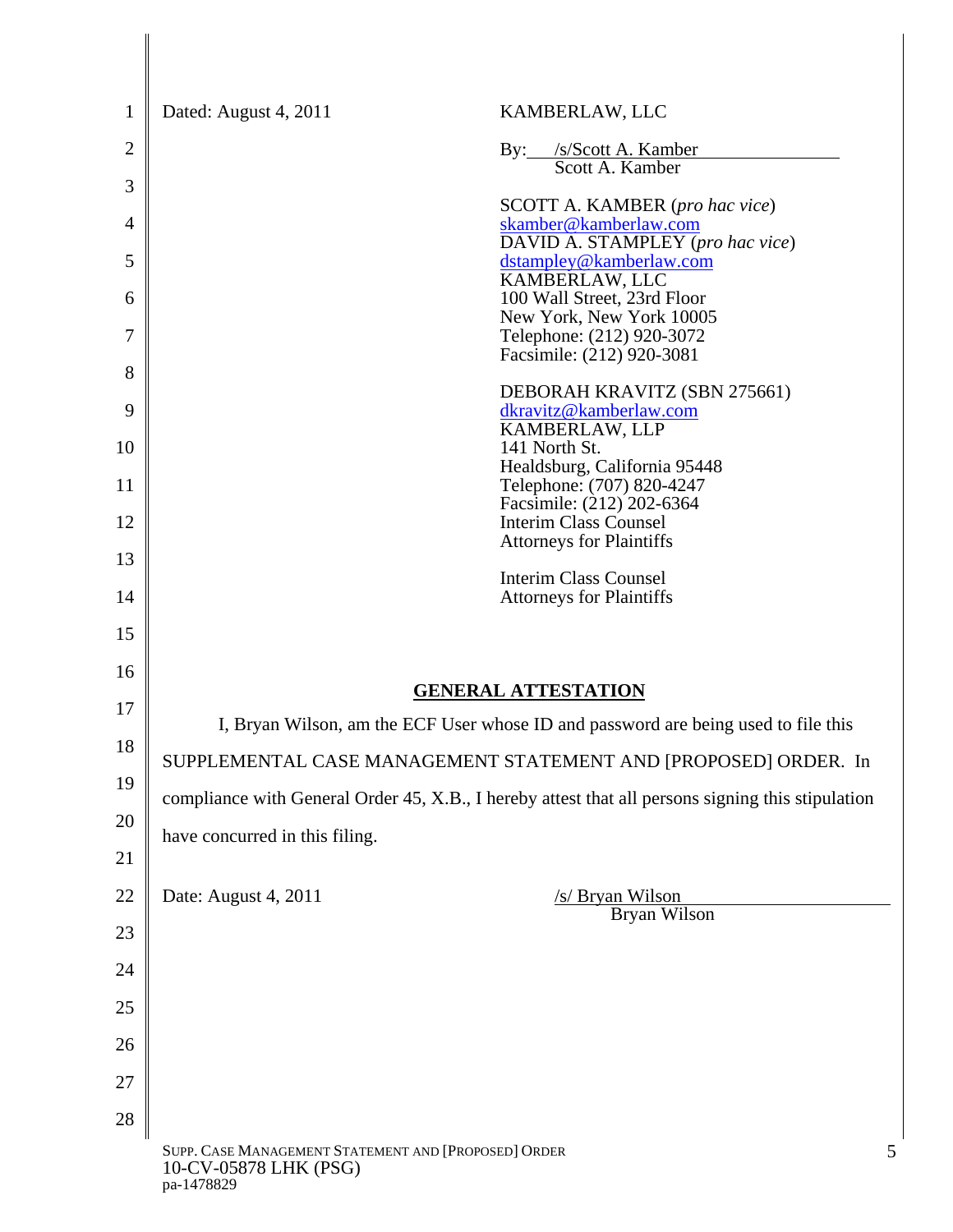Dated: August 4, 2011

KAMBERLAW, LLC

By: /s/Scott A. Kamber
Scott A. Kamber

SCOTT A. KAMBER (*pro hac vice*)
skamber@kamberlaw.com
DAVID A. STAMPLEY (*pro hac vice*)
dstampley@kamberlaw.com
KAMBERLAW, LLC
100 Wall Street, 23rd Floor
New York, New York 10005
Telephone: (212) 920-3072
Facsimile: (212) 920-3081

DEBORAH KRAVITZ (SBN 275661)
dkravitz@kamberlaw.com
KAMBERLAW, LLP
141 North St.
Healdsburg, California 95448
Telephone: (707) 820-4247
Facsimile: (212) 202-6364
Interim Class Counsel
Attorneys for Plaintiffs

Interim Class Counsel
Attorneys for Plaintiffs

## GENERAL ATTESTATION

I, Bryan Wilson, am the ECF User whose ID and password are being used to file this SUPPLEMENTAL CASE MANAGEMENT STATEMENT AND [PROPOSED] ORDER. In compliance with General Order 45, X.B., I hereby attest that all persons signing this stipulation have concurred in this filing.

Date: August 4, 2011

/s/ Bryan Wilson
Bryan Wilson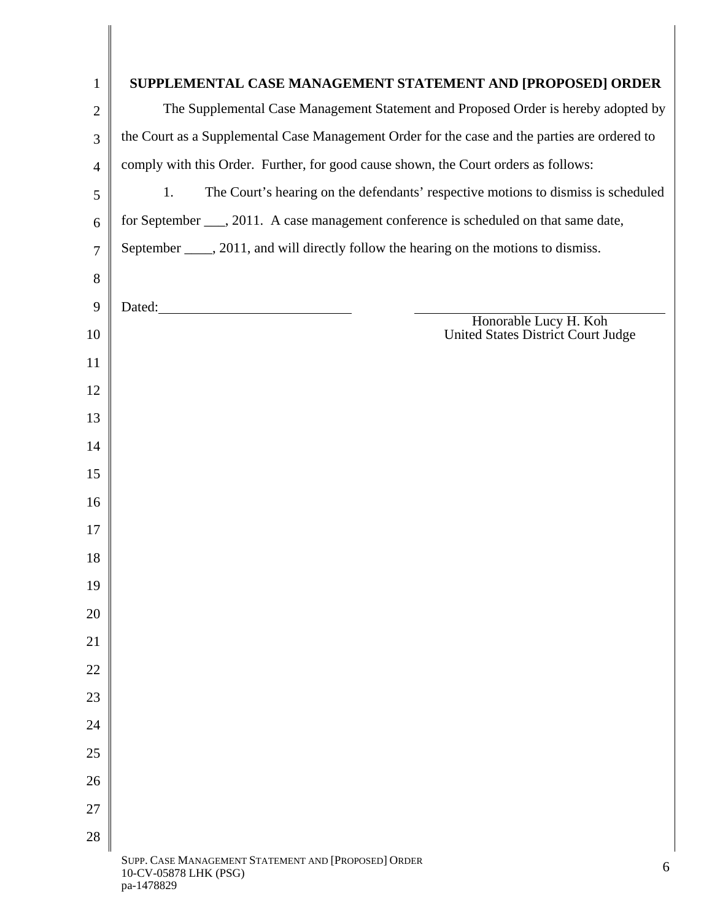## SUPPLEMENTAL CASE MANAGEMENT STATEMENT AND [PROPOSED] ORDER

The Supplemental Case Management Statement and Proposed Order is hereby adopted by the Court as a Supplemental Case Management Order for the case and the parties are ordered to comply with this Order. Further, for good cause shown, the Court orders as follows:

1. The Court's hearing on the defendants' respective motions to dismiss is scheduled for September ___, 2011. A case management conference is scheduled on that same date, September ____, 2011, and will directly follow the hearing on the motions to dismiss.

Dated: ____________________________

____________________________
Honorable Lucy H. Koh
United States District Court Judge